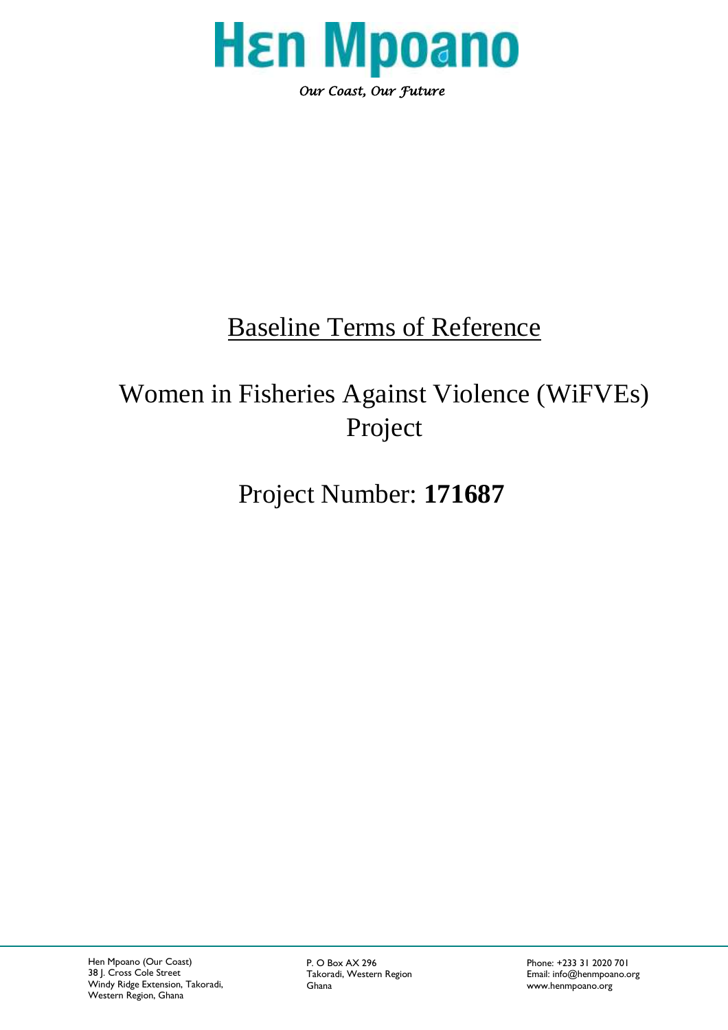# Hεn Mpoano

*Our Coast, Our Future*

## Baseline Terms of Reference

## Women in Fisheries Against Violence (WiFVEs) Project

## Project Number: **171687**

Hen Mpoano (Our Coast)
38 J. Cross Cole Street
Windy Ridge Extension, Takoradi,
Western Region, Ghana

P. O Box AX 296
Takoradi, Western Region
Ghana

Phone: +233 31 2020 701
Email: info@henmpoano.org
www.henmpoano.org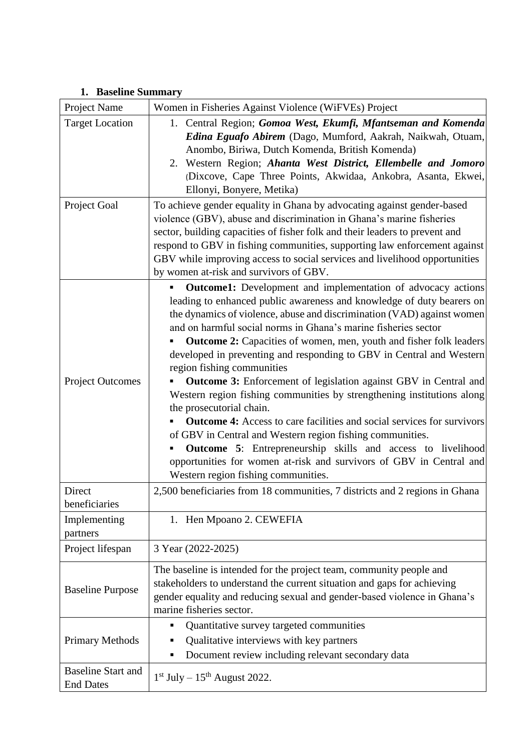## 1. Baseline Summary

| Project Name | Women in Fisheries Against Violence (WiFVEs) Project |
|---|---|
| Target Location | 1. Central Region; ***Gomoa West, Ekumfi, Mfantseman and Komenda Edina Eguafo Abirem*** (Dago, Mumford, Aakrah, Naikwah, Otuam, Anombo, Biriwa, Dutch Komenda, British Komenda)<br>2. Western Region; ***Ahanta West District, Ellembelle and Jomoro*** (Dixcove, Cape Three Points, Akwidaa, Ankobra, Asanta, Ekwei, Ellonyi, Bonyere, Metika) |
| Project Goal | To achieve gender equality in Ghana by advocating against gender-based violence (GBV), abuse and discrimination in Ghana's marine fisheries sector, building capacities of fisher folk and their leaders to prevent and respond to GBV in fishing communities, supporting law enforcement against GBV while improving access to social services and livelihood opportunities by women at-risk and survivors of GBV. |
| Project Outcomes | ▪ **Outcome1:** Development and implementation of advocacy actions leading to enhanced public awareness and knowledge of duty bearers on the dynamics of violence, abuse and discrimination (VAD) against women and on harmful social norms in Ghana's marine fisheries sector<br>▪ **Outcome 2:** Capacities of women, men, youth and fisher folk leaders developed in preventing and responding to GBV in Central and Western region fishing communities<br>▪ **Outcome 3:** Enforcement of legislation against GBV in Central and Western region fishing communities by strengthening institutions along the prosecutorial chain.<br>▪ **Outcome 4:** Access to care facilities and social services for survivors of GBV in Central and Western region fishing communities.<br>▪ **Outcome 5**: Entrepreneurship skills and access to livelihood opportunities for women at-risk and survivors of GBV in Central and Western region fishing communities. |
| Direct beneficiaries | 2,500 beneficiaries from 18 communities, 7 districts and 2 regions in Ghana |
| Implementing partners | 1. Hen Mpoano 2. CEWEFIA |
| Project lifespan | 3 Year (2022-2025) |
| Baseline Purpose | The baseline is intended for the project team, community people and stakeholders to understand the current situation and gaps for achieving gender equality and reducing sexual and gender-based violence in Ghana's marine fisheries sector. |
| Primary Methods | ▪ Quantitative survey targeted communities<br>▪ Qualitative interviews with key partners<br>▪ Document review including relevant secondary data |
| Baseline Start and End Dates | 1st July – 15th August 2022. |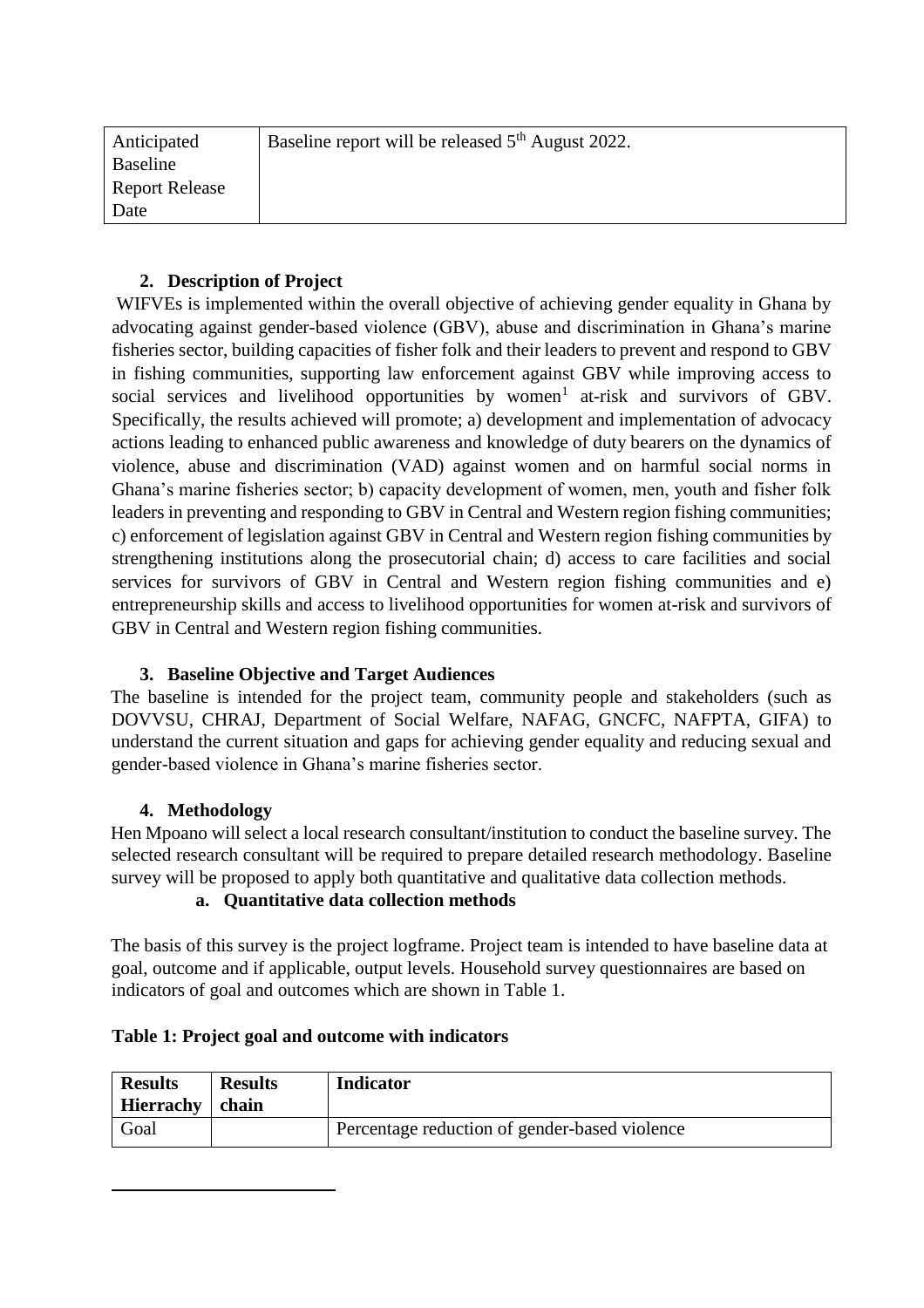| Anticipated Baseline Report Release Date | Baseline report will be released 5th August 2022. |
|---|---|

## 2. Description of Project

WIFVEs is implemented within the overall objective of achieving gender equality in Ghana by advocating against gender-based violence (GBV), abuse and discrimination in Ghana's marine fisheries sector, building capacities of fisher folk and their leaders to prevent and respond to GBV in fishing communities, supporting law enforcement against GBV while improving access to social services and livelihood opportunities by women[1] at-risk and survivors of GBV. Specifically, the results achieved will promote; a) development and implementation of advocacy actions leading to enhanced public awareness and knowledge of duty bearers on the dynamics of violence, abuse and discrimination (VAD) against women and on harmful social norms in Ghana's marine fisheries sector; b) capacity development of women, men, youth and fisher folk leaders in preventing and responding to GBV in Central and Western region fishing communities; c) enforcement of legislation against GBV in Central and Western region fishing communities by strengthening institutions along the prosecutorial chain; d) access to care facilities and social services for survivors of GBV in Central and Western region fishing communities and e) entrepreneurship skills and access to livelihood opportunities for women at-risk and survivors of GBV in Central and Western region fishing communities.

## 3. Baseline Objective and Target Audiences

The baseline is intended for the project team, community people and stakeholders (such as DOVVSU, CHRAJ, Department of Social Welfare, NAFAG, GNCFC, NAFPTA, GIFA) to understand the current situation and gaps for achieving gender equality and reducing sexual and gender-based violence in Ghana's marine fisheries sector.

## 4. Methodology

Hen Mpoano will select a local research consultant/institution to conduct the baseline survey. The selected research consultant will be required to prepare detailed research methodology. Baseline survey will be proposed to apply both quantitative and qualitative data collection methods.

### a. Quantitative data collection methods

The basis of this survey is the project logframe. Project team is intended to have baseline data at goal, outcome and if applicable, output levels. Household survey questionnaires are based on indicators of goal and outcomes which are shown in Table 1.

**Table 1: Project goal and outcome with indicators**

| Results Hierrachy | Results chain | Indicator |
|---|---|---|
| Goal | | Percentage reduction of gender-based violence |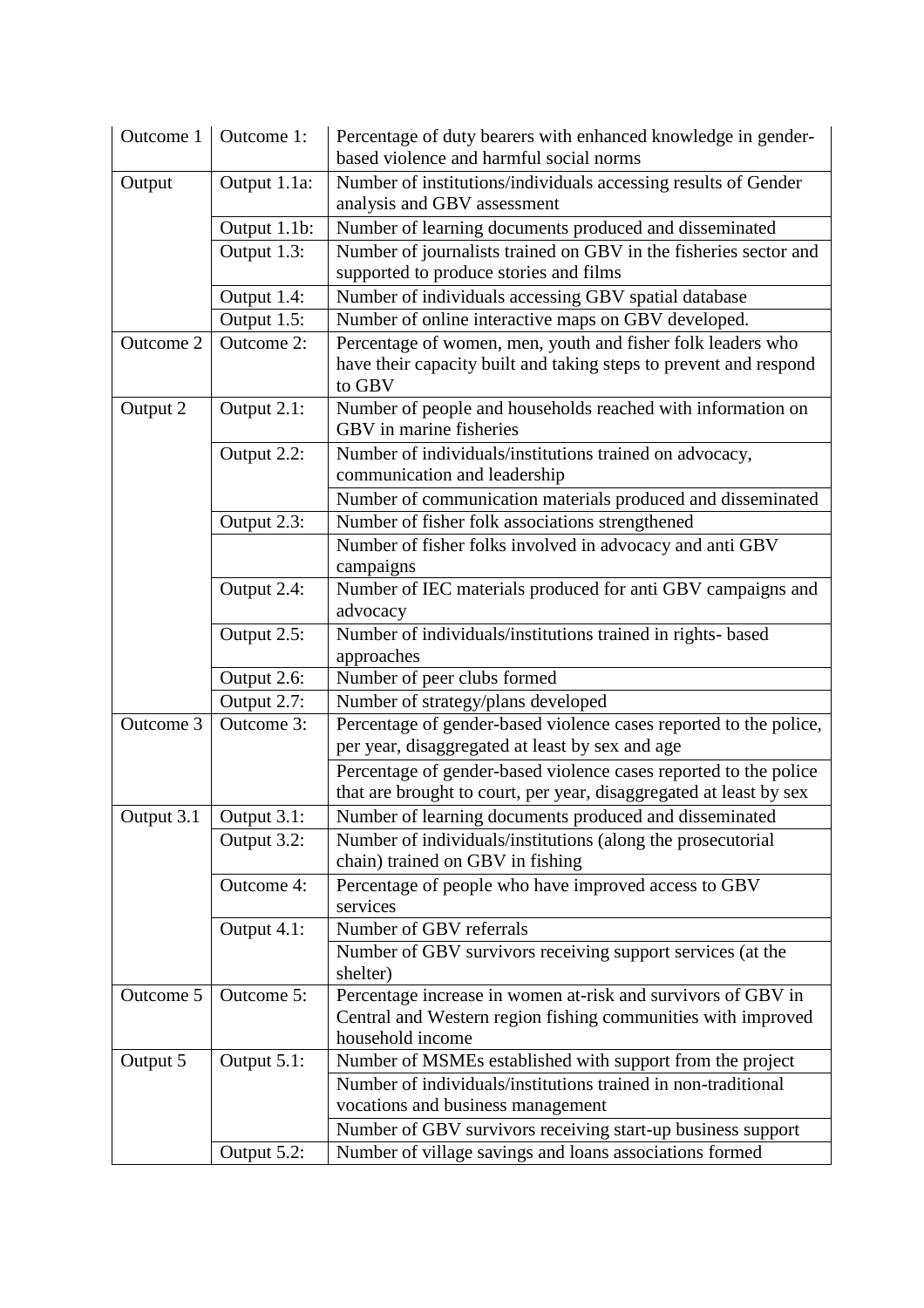| Outcome 1 | Outcome 1: | Percentage of duty bearers with enhanced knowledge in gender-based violence and harmful social norms |
|---|---|---|
| Output | Output 1.1a: | Number of institutions/individuals accessing results of Gender analysis and GBV assessment |
| | Output 1.1b: | Number of learning documents produced and disseminated |
| | Output 1.3: | Number of journalists trained on GBV in the fisheries sector and supported to produce stories and films |
| | Output 1.4: | Number of individuals accessing GBV spatial database |
| | Output 1.5: | Number of online interactive maps on GBV developed. |
| Outcome 2 | Outcome 2: | Percentage of women, men, youth and fisher folk leaders who have their capacity built and taking steps to prevent and respond to GBV |
| Output 2 | Output 2.1: | Number of people and households reached with information on GBV in marine fisheries |
| | Output 2.2: | Number of individuals/institutions trained on advocacy, communication and leadership |
| | | Number of communication materials produced and disseminated |
| | Output 2.3: | Number of fisher folk associations strengthened |
| | | Number of fisher folks involved in advocacy and anti GBV campaigns |
| | Output 2.4: | Number of IEC materials produced for anti GBV campaigns and advocacy |
| | Output 2.5: | Number of individuals/institutions trained in rights- based approaches |
| | Output 2.6: | Number of peer clubs formed |
| | Output 2.7: | Number of strategy/plans developed |
| Outcome 3 | Outcome 3: | Percentage of gender-based violence cases reported to the police, per year, disaggregated at least by sex and age |
| | | Percentage of gender-based violence cases reported to the police that are brought to court, per year, disaggregated at least by sex |
| Output 3.1 | Output 3.1: | Number of learning documents produced and disseminated |
| | Output 3.2: | Number of individuals/institutions (along the prosecutorial chain) trained on GBV in fishing |
| | Outcome 4: | Percentage of people who have improved access to GBV services |
| | Output 4.1: | Number of GBV referrals |
| | | Number of GBV survivors receiving support services (at the shelter) |
| Outcome 5 | Outcome 5: | Percentage increase in women at-risk and survivors of GBV in Central and Western region fishing communities with improved household income |
| Output 5 | Output 5.1: | Number of MSMEs established with support from the project |
| | | Number of individuals/institutions trained in non-traditional vocations and business management |
| | | Number of GBV survivors receiving start-up business support |
| | Output 5.2: | Number of village savings and loans associations formed |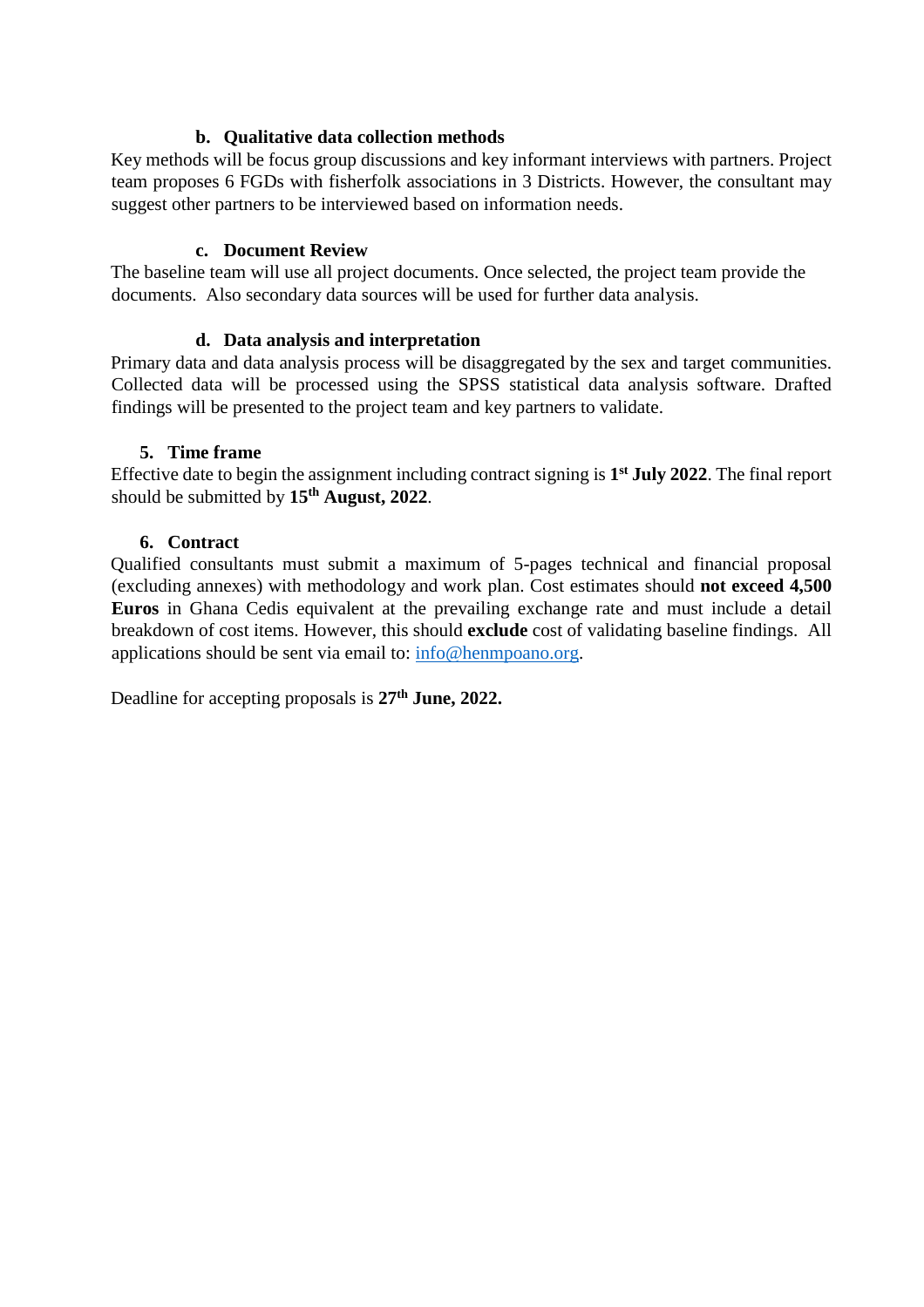**b. Qualitative data collection methods**

Key methods will be focus group discussions and key informant interviews with partners. Project team proposes 6 FGDs with fisherfolk associations in 3 Districts. However, the consultant may suggest other partners to be interviewed based on information needs.

**c. Document Review**

The baseline team will use all project documents. Once selected, the project team provide the documents. Also secondary data sources will be used for further data analysis.

**d. Data analysis and interpretation**

Primary data and data analysis process will be disaggregated by the sex and target communities. Collected data will be processed using the SPSS statistical data analysis software. Drafted findings will be presented to the project team and key partners to validate.

## 5. Time frame

Effective date to begin the assignment including contract signing is **1st July 2022**. The final report should be submitted by **15th August, 2022**.

## 6. Contract

Qualified consultants must submit a maximum of 5-pages technical and financial proposal (excluding annexes) with methodology and work plan. Cost estimates should **not exceed 4,500 Euros** in Ghana Cedis equivalent at the prevailing exchange rate and must include a detail breakdown of cost items. However, this should **exclude** cost of validating baseline findings. All applications should be sent via email to: info@henmpoano.org.

Deadline for accepting proposals is **27th June, 2022.**